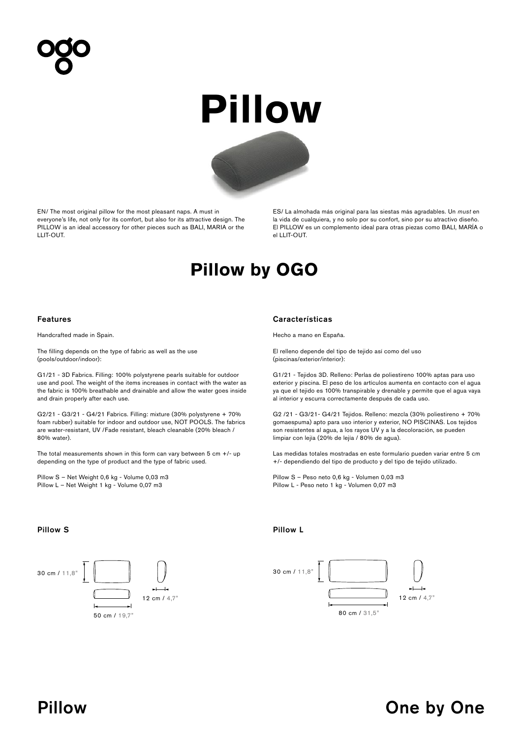ogo

# Pillow

EN/ The most original pillow for the most pleasant naps. A must in everyone's life, not only for its comfort, but also for its attractive design. The PILLOW is an ideal accessory for other pieces such as BALI, MARIA or the LLIT-OUT.

ES/ La almohada más original para las siestas más agradables. Un *must* en la vida de cualquiera, y no solo por su confort, sino por su atractivo diseño. El PILLOW es un complemento ideal para otras piezas como BALI, MARÍA o el LLIT-OUT.

## Pillow by OGO

### Features

Handcrafted made in Spain.

The filling depends on the type of fabric as well as the use (pools/outdoor/indoor):

G1/21 - 3D Fabrics. Filling: 100% polystyrene pearls suitable for outdoor use and pool. The weight of the items increases in contact with the water as the fabric is 100% breathable and drainable and allow the water goes inside and drain properly after each use.

G2/21 - G3/21 - G4/21 Fabrics. Filling: mixture (30% polystyrene + 70% foam rubber) suitable for indoor and outdoor use, NOT POOLS. The fabrics are water-resistant, UV /Fade resistant, bleach cleanable (20% bleach / 80% water).

The total measurements shown in this form can vary between 5 cm +/- up depending on the type of product and the type of fabric used.

Pillow S – Net Weight 0,6 kg - Volume 0,03 m3
Pillow L – Net Weight 1 kg - Volume 0,07 m3

### Características

Hecho a mano en España.

El relleno depende del tipo de tejido así como del uso (piscinas/exterior/interior):

G1/21 - Tejidos 3D. Relleno: Perlas de poliestireno 100% aptas para uso exterior y piscina. El peso de los artículos aumenta en contacto con el agua ya que el tejido es 100% transpirable y drenable y permite que el agua vaya al interior y escurra correctamente después de cada uso.

G2 /21 - G3/21- G4/21 Tejidos. Relleno: mezcla (30% poliestireno + 70% gomaespuma) apto para uso interior y exterior, NO PISCINAS. Los tejidos son resistentes al agua, a los rayos UV y a la decoloración, se pueden limpiar con lejía (20% de lejía / 80% de agua).

Las medidas totales mostradas en este formulario pueden variar entre 5 cm +/- dependiendo del tipo de producto y del tipo de tejido utilizado.

Pillow S – Peso neto 0,6 kg - Volumen 0,03 m3
Pillow L - Peso neto 1 kg - Volumen 0,07 m3

### Pillow S

30 cm / 11,8"
12 cm / 4,7"
50 cm / 19,7"

### Pillow L

30 cm / 11,8"
12 cm / 4,7"
80 cm / 31,5"

Pillow

One by One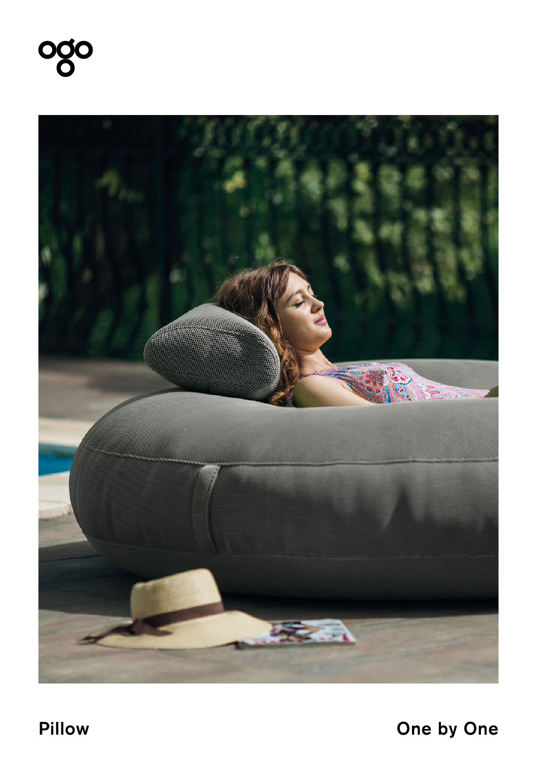ogo

**Pillow**

**One by One**